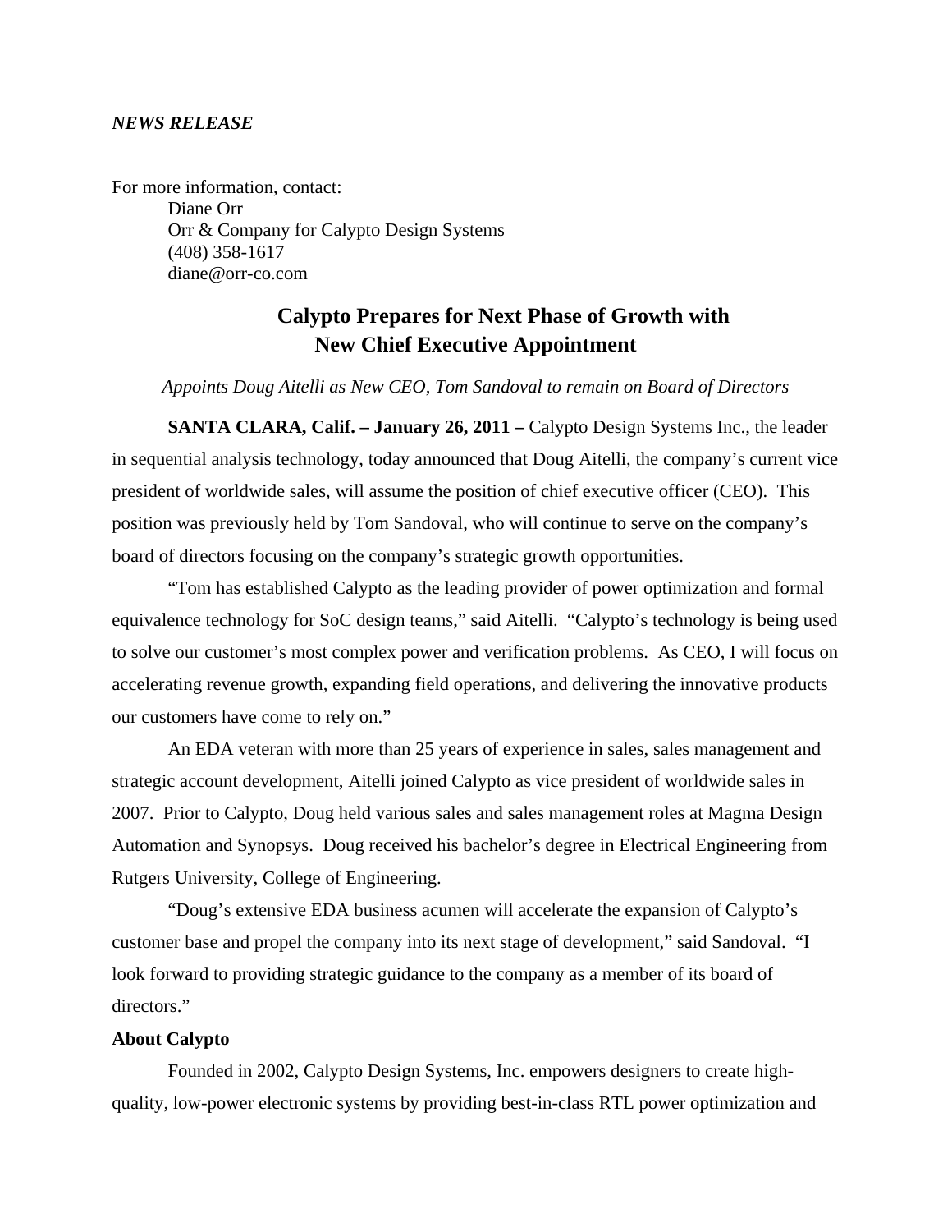*NEWS RELEASE*

For more information, contact:
Diane Orr
Orr & Company for Calypto Design Systems
(408) 358-1617
diane@orr-co.com

# Calypto Prepares for Next Phase of Growth with New Chief Executive Appointment

*Appoints Doug Aitelli as New CEO, Tom Sandoval to remain on Board of Directors*

**SANTA CLARA, Calif. – January 26, 2011 –** Calypto Design Systems Inc., the leader in sequential analysis technology, today announced that Doug Aitelli, the company's current vice president of worldwide sales, will assume the position of chief executive officer (CEO). This position was previously held by Tom Sandoval, who will continue to serve on the company's board of directors focusing on the company's strategic growth opportunities.

"Tom has established Calypto as the leading provider of power optimization and formal equivalence technology for SoC design teams," said Aitelli. "Calypto's technology is being used to solve our customer's most complex power and verification problems. As CEO, I will focus on accelerating revenue growth, expanding field operations, and delivering the innovative products our customers have come to rely on."

An EDA veteran with more than 25 years of experience in sales, sales management and strategic account development, Aitelli joined Calypto as vice president of worldwide sales in 2007. Prior to Calypto, Doug held various sales and sales management roles at Magma Design Automation and Synopsys. Doug received his bachelor's degree in Electrical Engineering from Rutgers University, College of Engineering.

"Doug's extensive EDA business acumen will accelerate the expansion of Calypto's customer base and propel the company into its next stage of development," said Sandoval. "I look forward to providing strategic guidance to the company as a member of its board of directors."

**About Calypto**

Founded in 2002, Calypto Design Systems, Inc. empowers designers to create high-quality, low-power electronic systems by providing best-in-class RTL power optimization and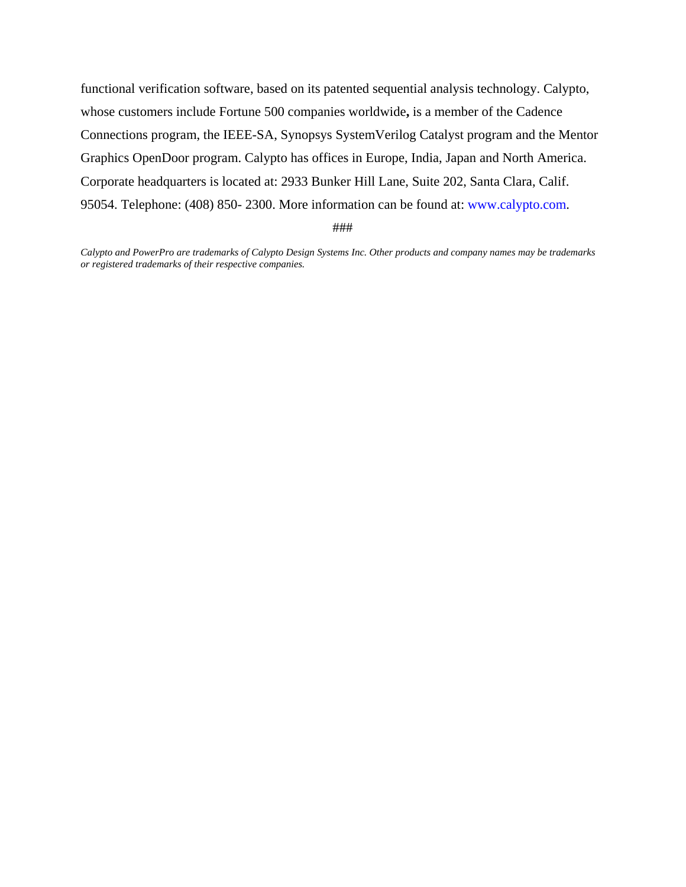functional verification software, based on its patented sequential analysis technology. Calypto, whose customers include Fortune 500 companies worldwide**,** is a member of the Cadence Connections program, the IEEE-SA, Synopsys SystemVerilog Catalyst program and the Mentor Graphics OpenDoor program. Calypto has offices in Europe, India, Japan and North America. Corporate headquarters is located at: 2933 Bunker Hill Lane, Suite 202, Santa Clara, Calif. 95054. Telephone: (408) 850- 2300. More information can be found at: www.calypto.com.

###

*Calypto and PowerPro are trademarks of Calypto Design Systems Inc. Other products and company names may be trademarks or registered trademarks of their respective companies.*